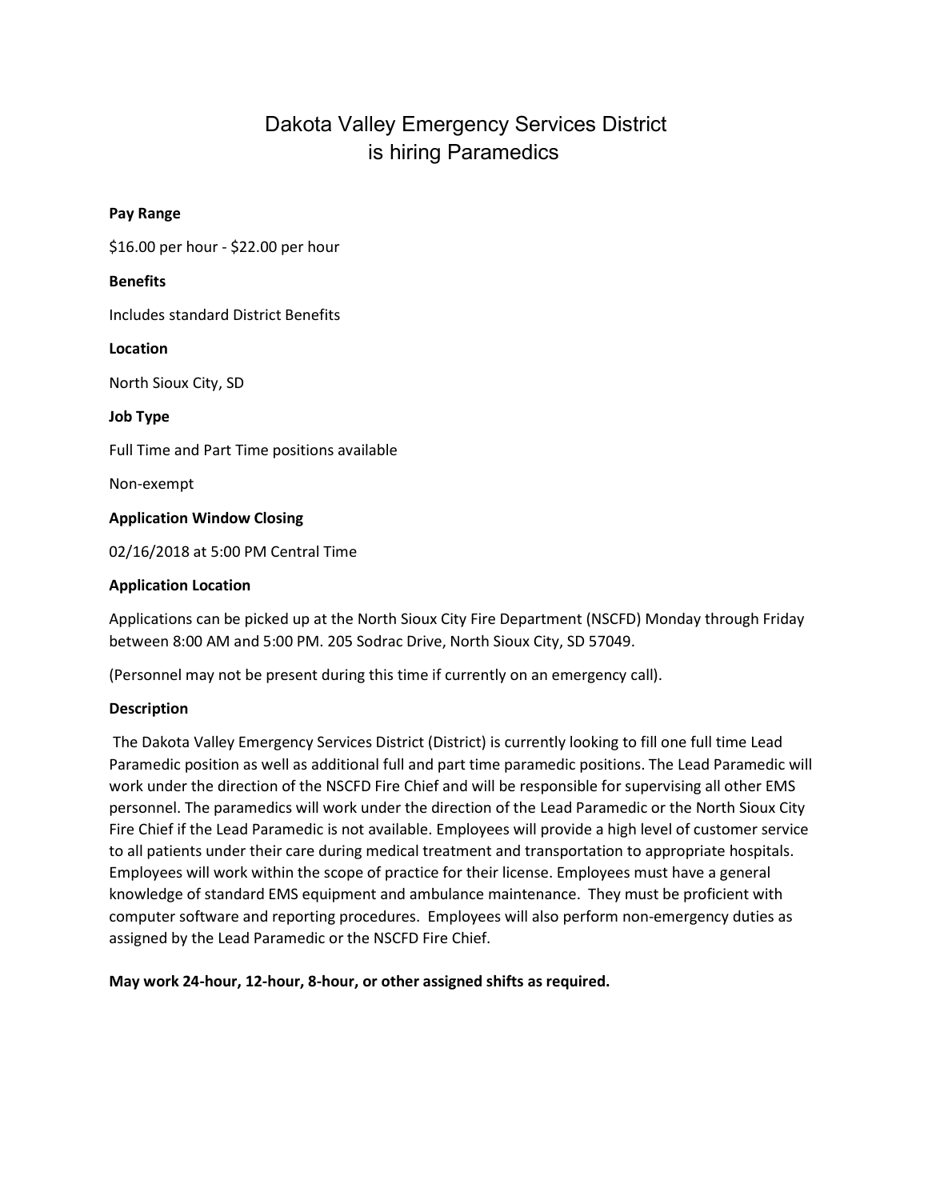# Dakota Valley Emergency Services District is hiring Paramedics

**Pay Range**

$16.00 per hour - $22.00 per hour

**Benefits**

Includes standard District Benefits

**Location**

North Sioux City, SD

**Job Type**

Full Time and Part Time positions available

Non-exempt

**Application Window Closing**

02/16/2018 at 5:00 PM Central Time

**Application Location**

Applications can be picked up at the North Sioux City Fire Department (NSCFD) Monday through Friday between 8:00 AM and 5:00 PM. 205 Sodrac Drive, North Sioux City, SD 57049.

(Personnel may not be present during this time if currently on an emergency call).

**Description**

The Dakota Valley Emergency Services District (District) is currently looking to fill one full time Lead Paramedic position as well as additional full and part time paramedic positions. The Lead Paramedic will work under the direction of the NSCFD Fire Chief and will be responsible for supervising all other EMS personnel. The paramedics will work under the direction of the Lead Paramedic or the North Sioux City Fire Chief if the Lead Paramedic is not available. Employees will provide a high level of customer service to all patients under their care during medical treatment and transportation to appropriate hospitals. Employees will work within the scope of practice for their license. Employees must have a general knowledge of standard EMS equipment and ambulance maintenance. They must be proficient with computer software and reporting procedures. Employees will also perform non-emergency duties as assigned by the Lead Paramedic or the NSCFD Fire Chief.

**May work 24-hour, 12-hour, 8-hour, or other assigned shifts as required.**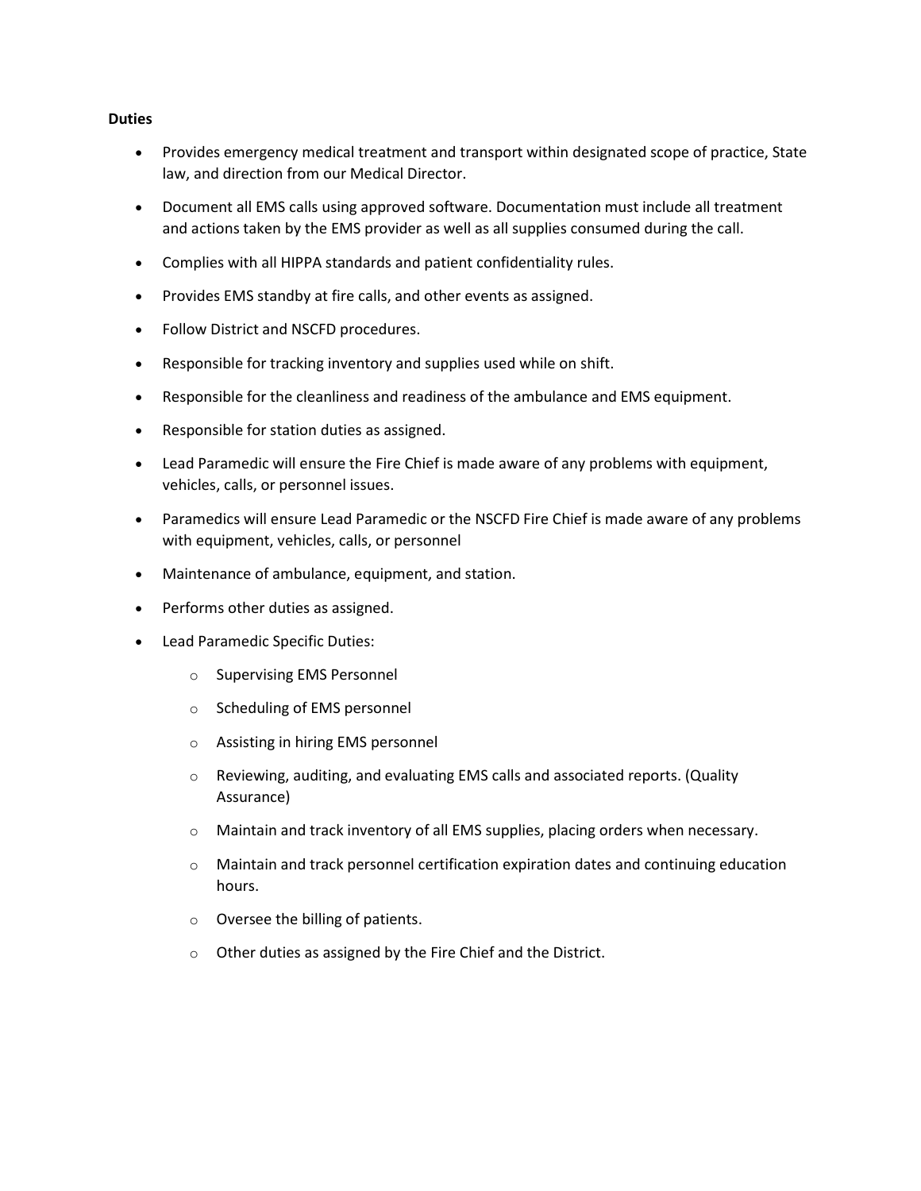**Duties**

- Provides emergency medical treatment and transport within designated scope of practice, State law, and direction from our Medical Director.
- Document all EMS calls using approved software. Documentation must include all treatment and actions taken by the EMS provider as well as all supplies consumed during the call.
- Complies with all HIPPA standards and patient confidentiality rules.
- Provides EMS standby at fire calls, and other events as assigned.
- Follow District and NSCFD procedures.
- Responsible for tracking inventory and supplies used while on shift.
- Responsible for the cleanliness and readiness of the ambulance and EMS equipment.
- Responsible for station duties as assigned.
- Lead Paramedic will ensure the Fire Chief is made aware of any problems with equipment, vehicles, calls, or personnel issues.
- Paramedics will ensure Lead Paramedic or the NSCFD Fire Chief is made aware of any problems with equipment, vehicles, calls, or personnel
- Maintenance of ambulance, equipment, and station.
- Performs other duties as assigned.
- Lead Paramedic Specific Duties:
  - Supervising EMS Personnel
  - Scheduling of EMS personnel
  - Assisting in hiring EMS personnel
  - Reviewing, auditing, and evaluating EMS calls and associated reports. (Quality Assurance)
  - Maintain and track inventory of all EMS supplies, placing orders when necessary.
  - Maintain and track personnel certification expiration dates and continuing education hours.
  - Oversee the billing of patients.
  - Other duties as assigned by the Fire Chief and the District.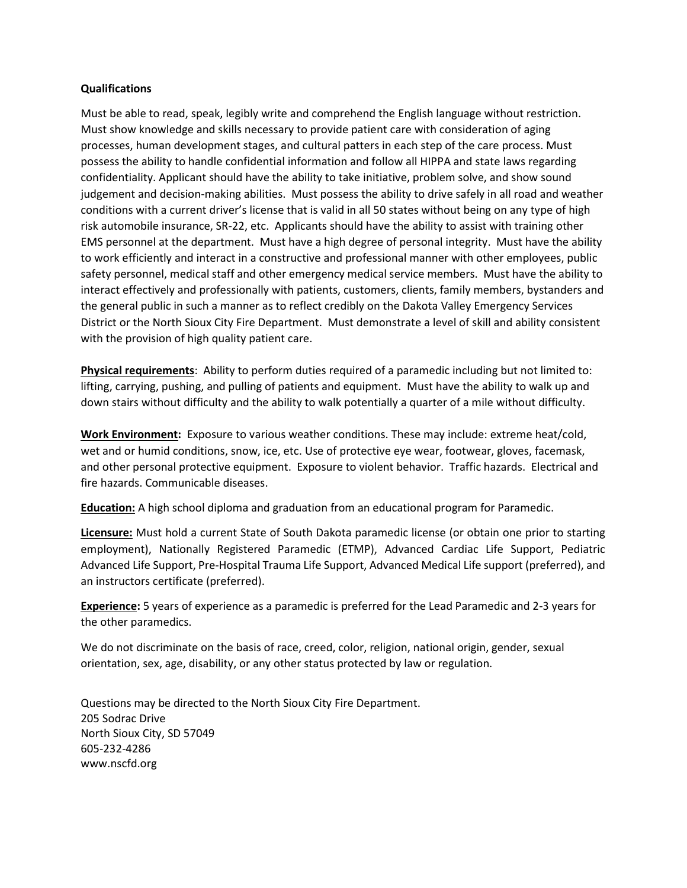**Qualifications**

Must be able to read, speak, legibly write and comprehend the English language without restriction. Must show knowledge and skills necessary to provide patient care with consideration of aging processes, human development stages, and cultural patters in each step of the care process. Must possess the ability to handle confidential information and follow all HIPPA and state laws regarding confidentiality. Applicant should have the ability to take initiative, problem solve, and show sound judgement and decision-making abilities. Must possess the ability to drive safely in all road and weather conditions with a current driver's license that is valid in all 50 states without being on any type of high risk automobile insurance, SR-22, etc. Applicants should have the ability to assist with training other EMS personnel at the department. Must have a high degree of personal integrity. Must have the ability to work efficiently and interact in a constructive and professional manner with other employees, public safety personnel, medical staff and other emergency medical service members. Must have the ability to interact effectively and professionally with patients, customers, clients, family members, bystanders and the general public in such a manner as to reflect credibly on the Dakota Valley Emergency Services District or the North Sioux City Fire Department. Must demonstrate a level of skill and ability consistent with the provision of high quality patient care.

**Physical requirements**: Ability to perform duties required of a paramedic including but not limited to: lifting, carrying, pushing, and pulling of patients and equipment. Must have the ability to walk up and down stairs without difficulty and the ability to walk potentially a quarter of a mile without difficulty.

**Work Environment:** Exposure to various weather conditions. These may include: extreme heat/cold, wet and or humid conditions, snow, ice, etc. Use of protective eye wear, footwear, gloves, facemask, and other personal protective equipment. Exposure to violent behavior. Traffic hazards. Electrical and fire hazards. Communicable diseases.

**Education:** A high school diploma and graduation from an educational program for Paramedic.

**Licensure:** Must hold a current State of South Dakota paramedic license (or obtain one prior to starting employment), Nationally Registered Paramedic (ETMP), Advanced Cardiac Life Support, Pediatric Advanced Life Support, Pre-Hospital Trauma Life Support, Advanced Medical Life support (preferred), and an instructors certificate (preferred).

**Experience:** 5 years of experience as a paramedic is preferred for the Lead Paramedic and 2-3 years for the other paramedics.

We do not discriminate on the basis of race, creed, color, religion, national origin, gender, sexual orientation, sex, age, disability, or any other status protected by law or regulation.

Questions may be directed to the North Sioux City Fire Department.
205 Sodrac Drive
North Sioux City, SD 57049
605-232-4286
www.nscfd.org